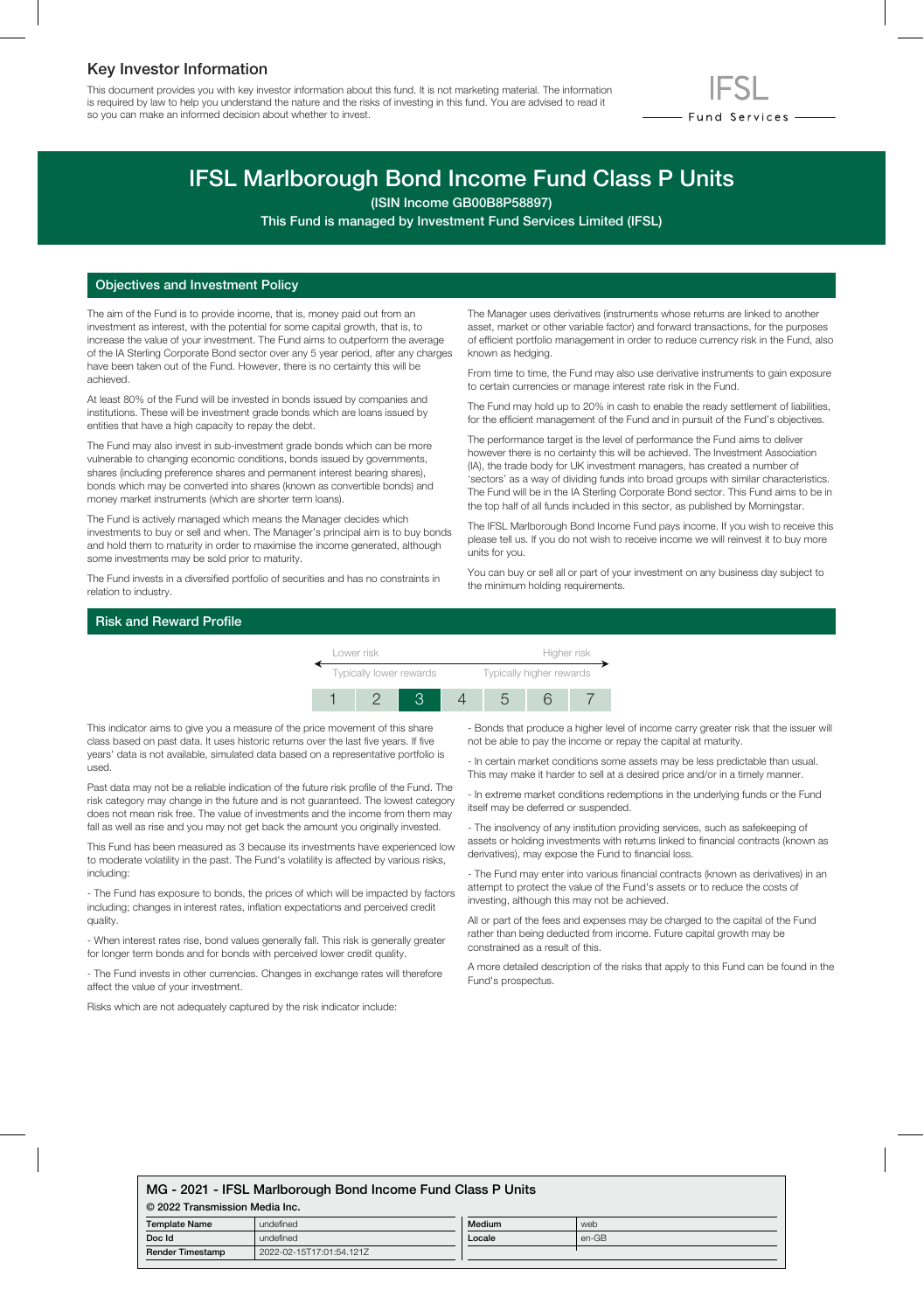## Key Investor Information

This document provides you with key investor information about this fund. It is not marketing material. The information is required by law to help you understand the nature and the risks of investing in this fund. You are advised to read it so you can make an informed decision about whether to invest.

IFSL Fund Services

# IFSL Marlborough Bond Income Fund Class P Units

**(ISIN Income GB00B8P58897)**

**This Fund is managed by Investment Fund Services Limited (IFSL)**

## Objectives and Investment Policy

The aim of the Fund is to provide income, that is, money paid out from an investment as interest, with the potential for some capital growth, that is, to increase the value of your investment. The Fund aims to outperform the average of the IA Sterling Corporate Bond sector over any 5 year period, after any charges have been taken out of the Fund. However, there is no certainty this will be achieved.

At least 80% of the Fund will be invested in bonds issued by companies and institutions. These will be investment grade bonds which are loans issued by entities that have a high capacity to repay the debt.

The Fund may also invest in sub-investment grade bonds which can be more vulnerable to changing economic conditions, bonds issued by governments, shares (including preference shares and permanent interest bearing shares), bonds which may be converted into shares (known as convertible bonds) and money market instruments (which are shorter term loans).

The Fund is actively managed which means the Manager decides which investments to buy or sell and when. The Manager's principal aim is to buy bonds and hold them to maturity in order to maximise the income generated, although some investments may be sold prior to maturity.

The Fund invests in a diversified portfolio of securities and has no constraints in relation to industry.

The Manager uses derivatives (instruments whose returns are linked to another asset, market or other variable factor) and forward transactions, for the purposes of efficient portfolio management in order to reduce currency risk in the Fund, also known as hedging.

From time to time, the Fund may also use derivative instruments to gain exposure to certain currencies or manage interest rate risk in the Fund.

The Fund may hold up to 20% in cash to enable the ready settlement of liabilities, for the efficient management of the Fund and in pursuit of the Fund's objectives.

The performance target is the level of performance the Fund aims to deliver however there is no certainty this will be achieved. The Investment Association (IA), the trade body for UK investment managers, has created a number of 'sectors' as a way of dividing funds into broad groups with similar characteristics. The Fund will be in the IA Sterling Corporate Bond sector. This Fund aims to be in the top half of all funds included in this sector, as published by Morningstar.

The IFSL Marlborough Bond Income Fund pays income. If you wish to receive this please tell us. If you do not wish to receive income we will reinvest it to buy more units for you.

You can buy or sell all or part of your investment on any business day subject to the minimum holding requirements.

## Risk and Reward Profile

| Lower risk | | | | | | Higher risk |
|---|---|---|---|---|---|---|
| Typically lower rewards | | | | | | Typically higher rewards |
| 1 | 2 | **3** | 4 | 5 | 6 | 7 |

This indicator aims to give you a measure of the price movement of this share class based on past data. It uses historic returns over the last five years. If five years' data is not available, simulated data based on a representative portfolio is used.

Past data may not be a reliable indication of the future risk profile of the Fund. The risk category may change in the future and is not guaranteed. The lowest category does not mean risk free. The value of investments and the income from them may fall as well as rise and you may not get back the amount you originally invested.

This Fund has been measured as 3 because its investments have experienced low to moderate volatility in the past. The Fund's volatility is affected by various risks, including:

- The Fund has exposure to bonds, the prices of which will be impacted by factors including; changes in interest rates, inflation expectations and perceived credit quality.

- When interest rates rise, bond values generally fall. This risk is generally greater for longer term bonds and for bonds with perceived lower credit quality.

- The Fund invests in other currencies. Changes in exchange rates will therefore affect the value of your investment.

Risks which are not adequately captured by the risk indicator include:

- Bonds that produce a higher level of income carry greater risk that the issuer will not be able to pay the income or repay the capital at maturity.

- In certain market conditions some assets may be less predictable than usual. This may make it harder to sell at a desired price and/or in a timely manner.

- In extreme market conditions redemptions in the underlying funds or the Fund itself may be deferred or suspended.

- The insolvency of any institution providing services, such as safekeeping of assets or holding investments with returns linked to financial contracts (known as derivatives), may expose the Fund to financial loss.

- The Fund may enter into various financial contracts (known as derivatives) in an attempt to protect the value of the Fund's assets or to reduce the costs of investing, although this may not be achieved.

All or part of the fees and expenses may be charged to the capital of the Fund rather than being deducted from income. Future capital growth may be constrained as a result of this.

A more detailed description of the risks that apply to this Fund can be found in the Fund's prospectus.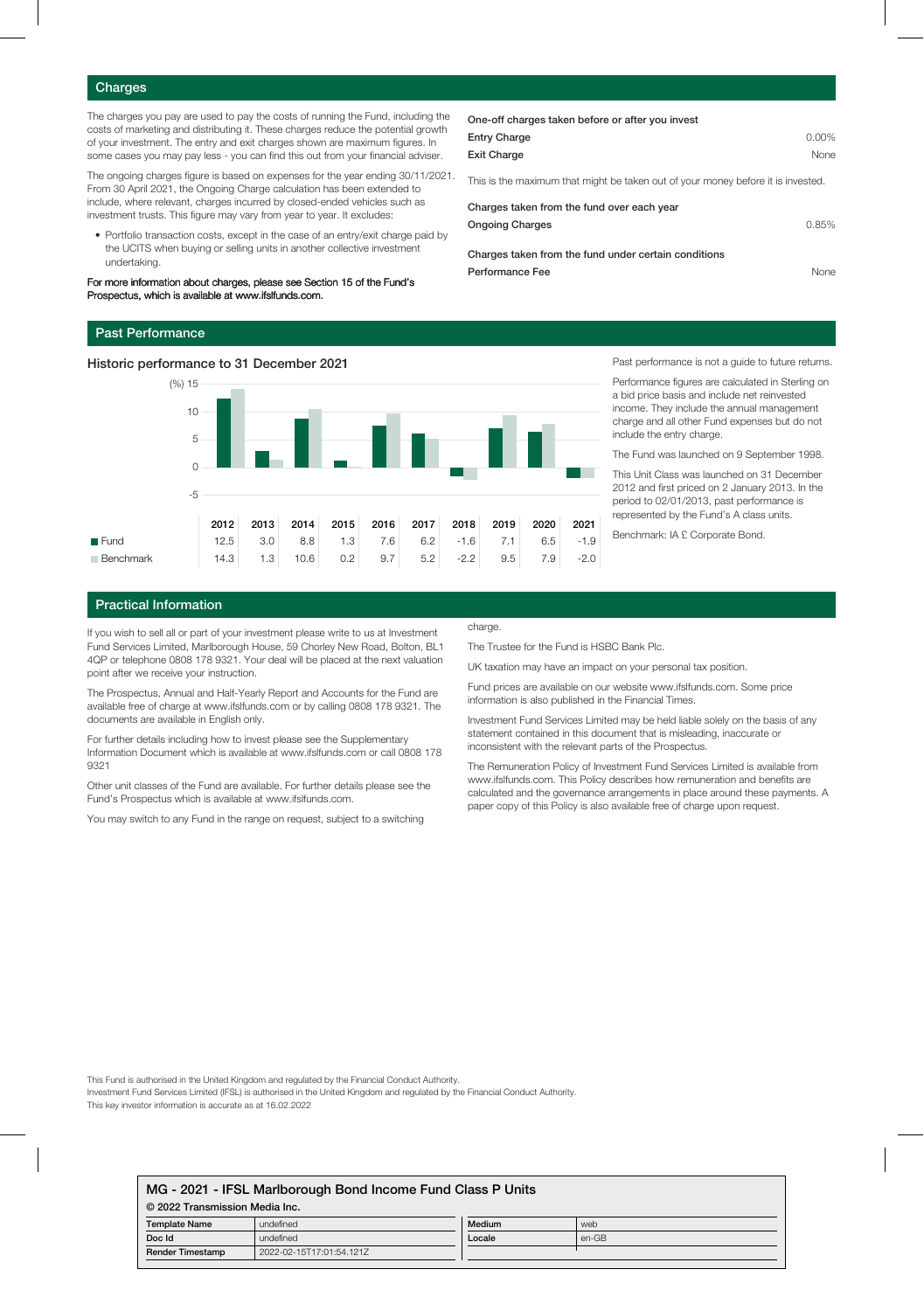## Charges

The charges you pay are used to pay the costs of running the Fund, including the costs of marketing and distributing it. These charges reduce the potential growth of your investment. The entry and exit charges shown are maximum figures. In some cases you may pay less - you can find this out from your financial adviser.

The ongoing charges figure is based on expenses for the year ending 30/11/2021. From 30 April 2021, the Ongoing Charge calculation has been extended to include, where relevant, charges incurred by closed-ended vehicles such as investment trusts. This figure may vary from year to year. It excludes:

- Portfolio transaction costs, except in the case of an entry/exit charge paid by the UCITS when buying or selling units in another collective investment undertaking.

For more information about charges, please see Section 15 of the Fund's Prospectus, which is available at www.ifslfunds.com.

| One-off charges taken before or after you invest | |
|---|---|
| Entry Charge | 0.00% |
| Exit Charge | None |

This is the maximum that might be taken out of your money before it is invested.

| Charges taken from the fund over each year | |
|---|---|
| Ongoing Charges | 0.85% |

| Charges taken from the fund under certain conditions | |
|---|---|
| Performance Fee | None |

## Past Performance

### Historic performance to 31 December 2021

(%) 15
10
5
0
-5

| | 2012 | 2013 | 2014 | 2015 | 2016 | 2017 | 2018 | 2019 | 2020 | 2021 |
|---|---|---|---|---|---|---|---|---|---|---|
| Fund | 12.5 | 3.0 | 8.8 | 1.3 | 7.6 | 6.2 | -1.6 | 7.1 | 6.5 | -1.9 |
| Benchmark | 14.3 | 1.3 | 10.6 | 0.2 | 9.7 | 5.2 | -2.2 | 9.5 | 7.9 | -2.0 |

Past performance is not a guide to future returns.

Performance figures are calculated in Sterling on a bid price basis and include net reinvested income. They include the annual management charge and all other Fund expenses but do not include the entry charge.

The Fund was launched on 9 September 1998.

This Unit Class was launched on 31 December 2012 and first priced on 2 January 2013. In the period to 02/01/2013, past performance is represented by the Fund's A class units.

Benchmark: IA £ Corporate Bond.

## Practical Information

If you wish to sell all or part of your investment please write to us at Investment Fund Services Limited, Marlborough House, 59 Chorley New Road, Bolton, BL1 4QP or telephone 0808 178 9321. Your deal will be placed at the next valuation point after we receive your instruction.

The Prospectus, Annual and Half-Yearly Report and Accounts for the Fund are available free of charge at www.ifslfunds.com or by calling 0808 178 9321. The documents are available in English only.

For further details including how to invest please see the Supplementary Information Document which is available at www.ifslfunds.com or call 0808 178 9321

Other unit classes of the Fund are available. For further details please see the Fund's Prospectus which is available at www.ifslfunds.com.

You may switch to any Fund in the range on request, subject to a switching charge.

The Trustee for the Fund is HSBC Bank Plc.

UK taxation may have an impact on your personal tax position.

Fund prices are available on our website www.ifslfunds.com. Some price information is also published in the Financial Times.

Investment Fund Services Limited may be held liable solely on the basis of any statement contained in this document that is misleading, inaccurate or inconsistent with the relevant parts of the Prospectus.

The Remuneration Policy of Investment Fund Services Limited is available from www.ifslfunds.com. This Policy describes how remuneration and benefits are calculated and the governance arrangements in place around these payments. A paper copy of this Policy is also available free of charge upon request.

This Fund is authorised in the United Kingdom and regulated by the Financial Conduct Authority.
Investment Fund Services Limited (IFSL) is authorised in the United Kingdom and regulated by the Financial Conduct Authority.
This key investor information is accurate as at 16.02.2022

**MG - 2021 - IFSL Marlborough Bond Income Fund Class P Units**
**© 2022 Transmission Media Inc.**

| | | | |
|---|---|---|---|
| Template Name | undefined | Medium | web |
| Doc Id | undefined | Locale | en-GB |
| Render Timestamp | 2022-02-15T17:01:54.121Z | | |